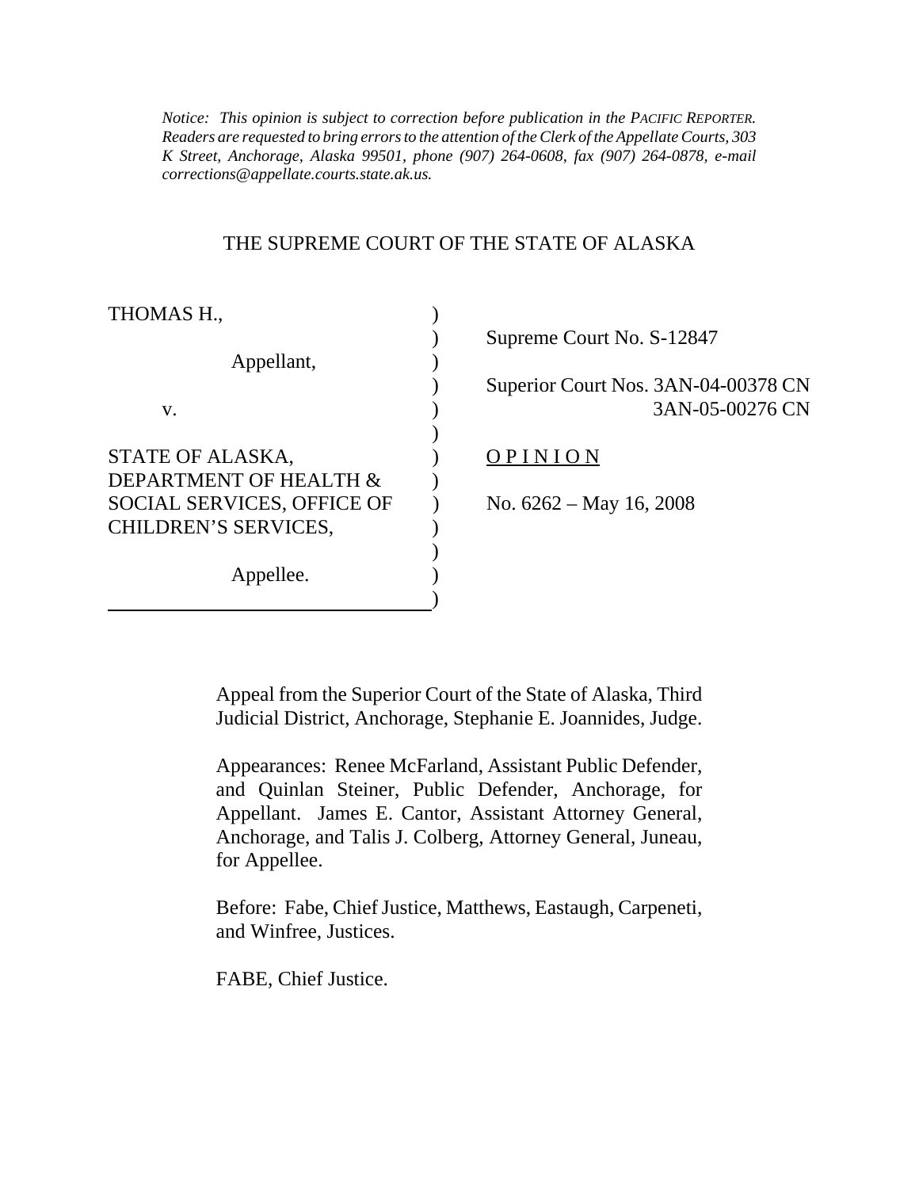*Notice: This opinion is subject to correction before publication in the PACIFIC REPORTER. Readers are requested to bring errors to the attention of the Clerk of the Appellate Courts, 303 K Street, Anchorage, Alaska 99501, phone (907) 264-0608, fax (907) 264-0878, e-mail corrections@appellate.courts.state.ak.us.*

THE SUPREME COURT OF THE STATE OF ALASKA

| | |
|---|---|
| THOMAS H., | Supreme Court No. S-12847 |
| Appellant, | |
| v. | Superior Court Nos. 3AN-04-00378 CN 3AN-05-00276 CN |
| STATE OF ALASKA, DEPARTMENT OF HEALTH & SOCIAL SERVICES, OFFICE OF CHILDREN'S SERVICES, | O P I N I O N |
| Appellee. | No. 6262 – May 16, 2008 |

Appeal from the Superior Court of the State of Alaska, Third Judicial District, Anchorage, Stephanie E. Joannides, Judge.

Appearances: Renee McFarland, Assistant Public Defender, and Quinlan Steiner, Public Defender, Anchorage, for Appellant. James E. Cantor, Assistant Attorney General, Anchorage, and Talis J. Colberg, Attorney General, Juneau, for Appellee.

Before: Fabe, Chief Justice, Matthews, Eastaugh, Carpeneti, and Winfree, Justices.

FABE, Chief Justice.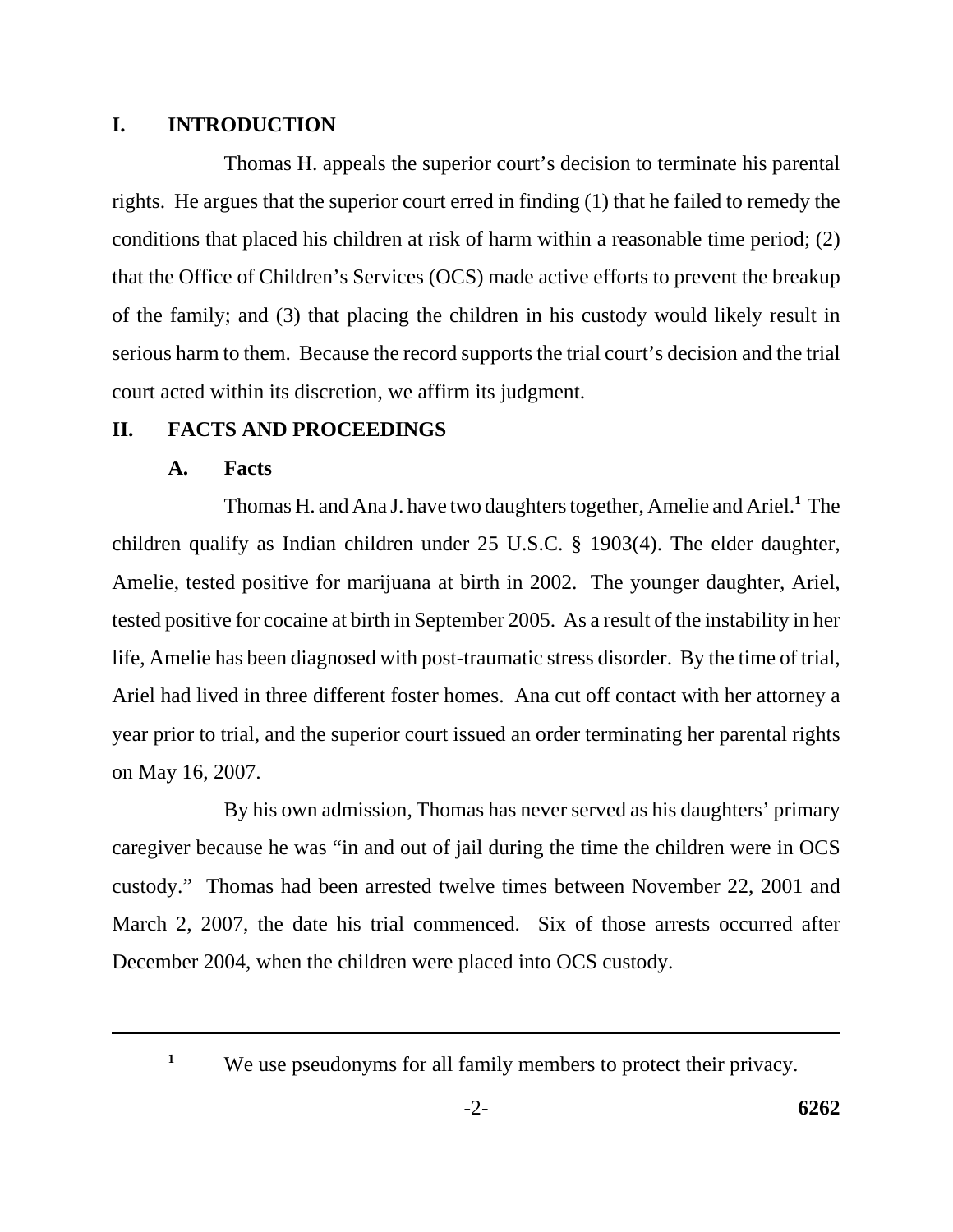## I. INTRODUCTION

Thomas H. appeals the superior court's decision to terminate his parental rights. He argues that the superior court erred in finding (1) that he failed to remedy the conditions that placed his children at risk of harm within a reasonable time period; (2) that the Office of Children's Services (OCS) made active efforts to prevent the breakup of the family; and (3) that placing the children in his custody would likely result in serious harm to them. Because the record supports the trial court's decision and the trial court acted within its discretion, we affirm its judgment.

## II. FACTS AND PROCEEDINGS

### A. Facts

Thomas H. and Ana J. have two daughters together, Amelie and Ariel.[1] The children qualify as Indian children under 25 U.S.C. § 1903(4). The elder daughter, Amelie, tested positive for marijuana at birth in 2002. The younger daughter, Ariel, tested positive for cocaine at birth in September 2005. As a result of the instability in her life, Amelie has been diagnosed with post-traumatic stress disorder. By the time of trial, Ariel had lived in three different foster homes. Ana cut off contact with her attorney a year prior to trial, and the superior court issued an order terminating her parental rights on May 16, 2007.

By his own admission, Thomas has never served as his daughters' primary caregiver because he was "in and out of jail during the time the children were in OCS custody." Thomas had been arrested twelve times between November 22, 2001 and March 2, 2007, the date his trial commenced. Six of those arrests occurred after December 2004, when the children were placed into OCS custody.

---

[1] We use pseudonyms for all family members to protect their privacy.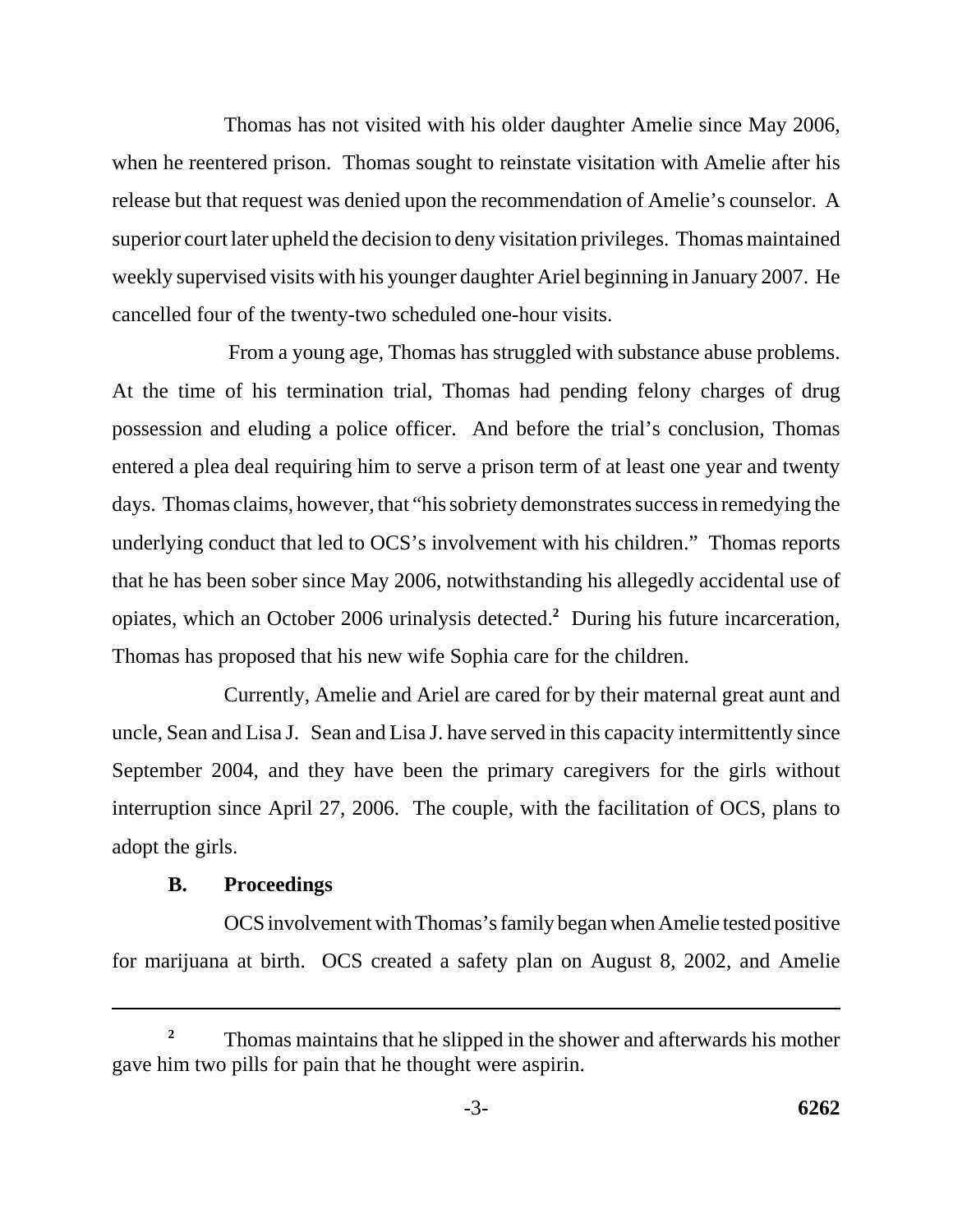Thomas has not visited with his older daughter Amelie since May 2006, when he reentered prison. Thomas sought to reinstate visitation with Amelie after his release but that request was denied upon the recommendation of Amelie's counselor. A superior court later upheld the decision to deny visitation privileges. Thomas maintained weekly supervised visits with his younger daughter Ariel beginning in January 2007. He cancelled four of the twenty-two scheduled one-hour visits.

From a young age, Thomas has struggled with substance abuse problems. At the time of his termination trial, Thomas had pending felony charges of drug possession and eluding a police officer. And before the trial's conclusion, Thomas entered a plea deal requiring him to serve a prison term of at least one year and twenty days. Thomas claims, however, that "his sobriety demonstrates success in remedying the underlying conduct that led to OCS's involvement with his children." Thomas reports that he has been sober since May 2006, notwithstanding his allegedly accidental use of opiates, which an October 2006 urinalysis detected.[2] During his future incarceration, Thomas has proposed that his new wife Sophia care for the children.

Currently, Amelie and Ariel are cared for by their maternal great aunt and uncle, Sean and Lisa J. Sean and Lisa J. have served in this capacity intermittently since September 2004, and they have been the primary caregivers for the girls without interruption since April 27, 2006. The couple, with the facilitation of OCS, plans to adopt the girls.

### B. Proceedings

OCS involvement with Thomas's family began when Amelie tested positive for marijuana at birth. OCS created a safety plan on August 8, 2002, and Amelie

---

[2] Thomas maintains that he slipped in the shower and afterwards his mother gave him two pills for pain that he thought were aspirin.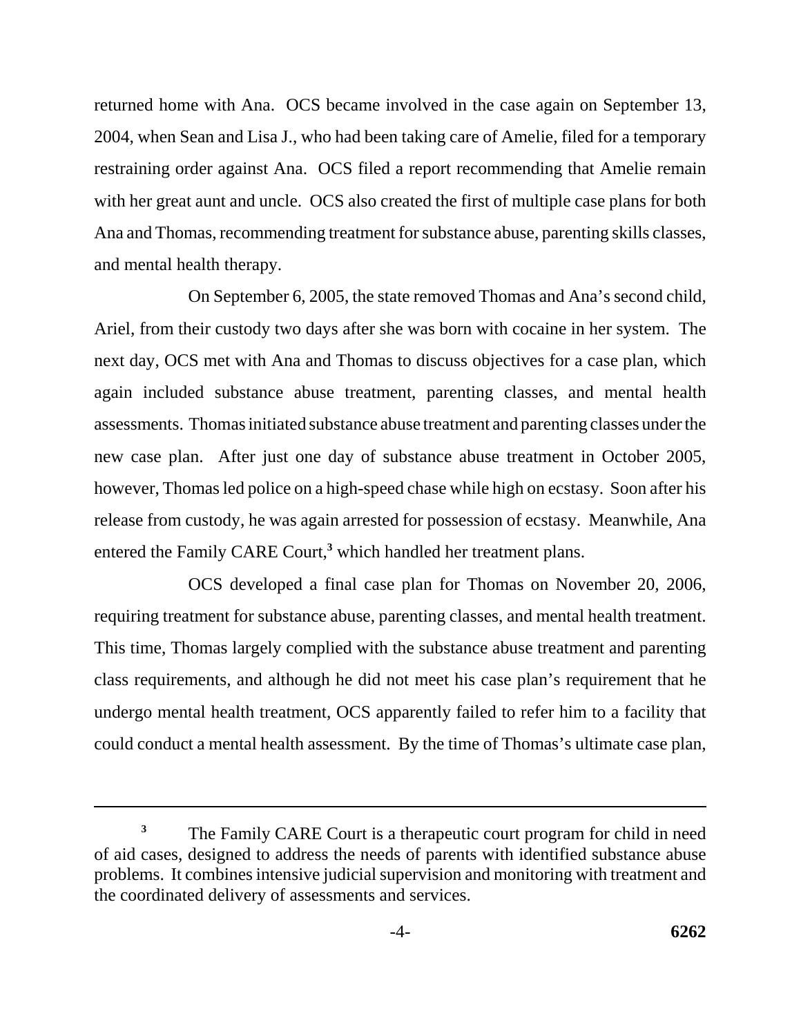returned home with Ana. OCS became involved in the case again on September 13, 2004, when Sean and Lisa J., who had been taking care of Amelie, filed for a temporary restraining order against Ana. OCS filed a report recommending that Amelie remain with her great aunt and uncle. OCS also created the first of multiple case plans for both Ana and Thomas, recommending treatment for substance abuse, parenting skills classes, and mental health therapy.

On September 6, 2005, the state removed Thomas and Ana's second child, Ariel, from their custody two days after she was born with cocaine in her system. The next day, OCS met with Ana and Thomas to discuss objectives for a case plan, which again included substance abuse treatment, parenting classes, and mental health assessments. Thomas initiated substance abuse treatment and parenting classes under the new case plan. After just one day of substance abuse treatment in October 2005, however, Thomas led police on a high-speed chase while high on ecstasy. Soon after his release from custody, he was again arrested for possession of ecstasy. Meanwhile, Ana entered the Family CARE Court,[3] which handled her treatment plans.

OCS developed a final case plan for Thomas on November 20, 2006, requiring treatment for substance abuse, parenting classes, and mental health treatment. This time, Thomas largely complied with the substance abuse treatment and parenting class requirements, and although he did not meet his case plan's requirement that he undergo mental health treatment, OCS apparently failed to refer him to a facility that could conduct a mental health assessment. By the time of Thomas's ultimate case plan,

---

[3] The Family CARE Court is a therapeutic court program for child in need of aid cases, designed to address the needs of parents with identified substance abuse problems. It combines intensive judicial supervision and monitoring with treatment and the coordinated delivery of assessments and services.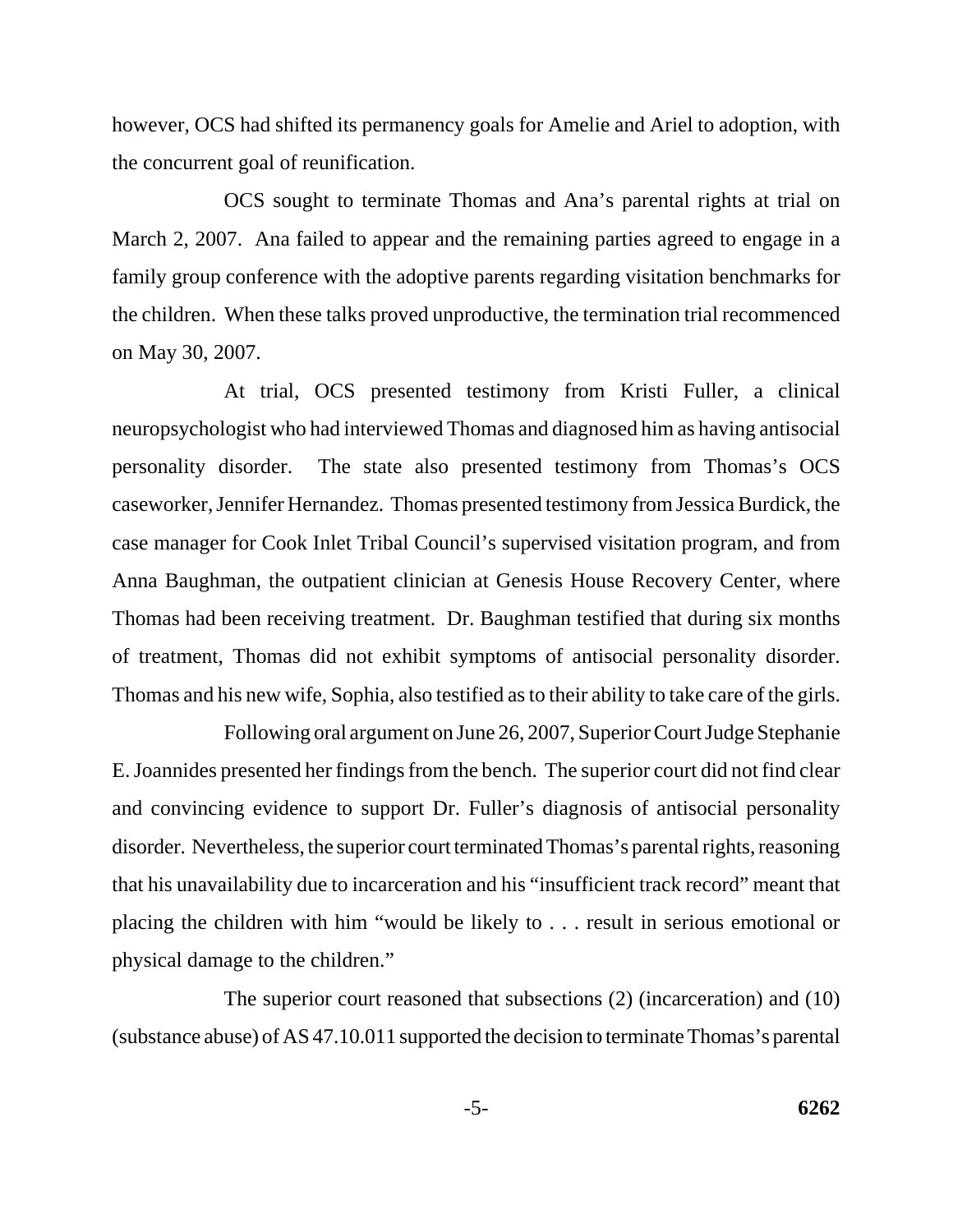however, OCS had shifted its permanency goals for Amelie and Ariel to adoption, with the concurrent goal of reunification.

OCS sought to terminate Thomas and Ana's parental rights at trial on March 2, 2007. Ana failed to appear and the remaining parties agreed to engage in a family group conference with the adoptive parents regarding visitation benchmarks for the children. When these talks proved unproductive, the termination trial recommenced on May 30, 2007.

At trial, OCS presented testimony from Kristi Fuller, a clinical neuropsychologist who had interviewed Thomas and diagnosed him as having antisocial personality disorder. The state also presented testimony from Thomas's OCS caseworker, Jennifer Hernandez. Thomas presented testimony from Jessica Burdick, the case manager for Cook Inlet Tribal Council's supervised visitation program, and from Anna Baughman, the outpatient clinician at Genesis House Recovery Center, where Thomas had been receiving treatment. Dr. Baughman testified that during six months of treatment, Thomas did not exhibit symptoms of antisocial personality disorder. Thomas and his new wife, Sophia, also testified as to their ability to take care of the girls.

Following oral argument on June 26, 2007, Superior Court Judge Stephanie E. Joannides presented her findings from the bench. The superior court did not find clear and convincing evidence to support Dr. Fuller's diagnosis of antisocial personality disorder. Nevertheless, the superior court terminated Thomas's parental rights, reasoning that his unavailability due to incarceration and his "insufficient track record" meant that placing the children with him "would be likely to . . . result in serious emotional or physical damage to the children."

The superior court reasoned that subsections (2) (incarceration) and (10) (substance abuse) of AS 47.10.011 supported the decision to terminate Thomas's parental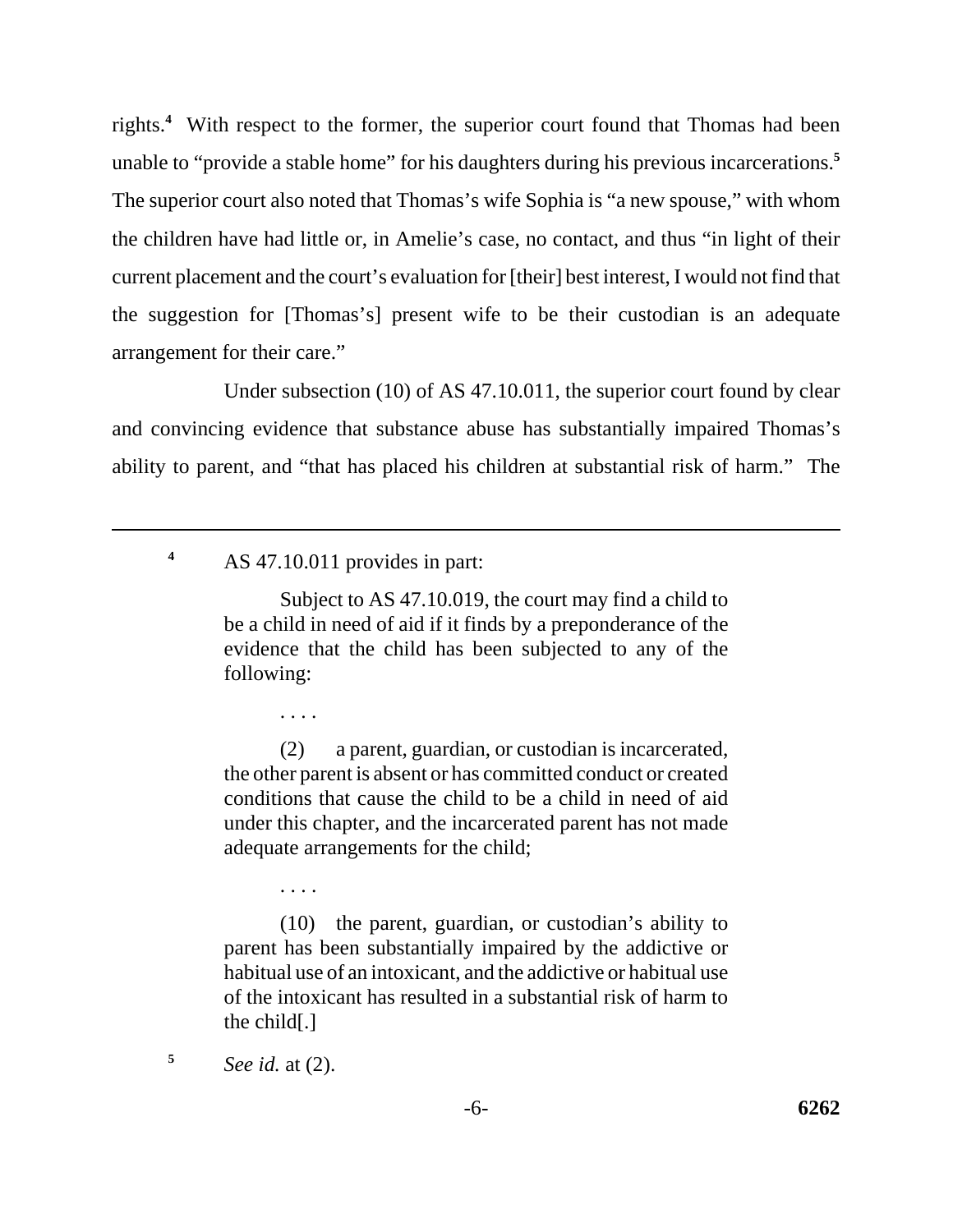rights.[4] With respect to the former, the superior court found that Thomas had been unable to "provide a stable home" for his daughters during his previous incarcerations.[5] The superior court also noted that Thomas's wife Sophia is "a new spouse," with whom the children have had little or, in Amelie's case, no contact, and thus "in light of their current placement and the court's evaluation for [their] best interest, I would not find that the suggestion for [Thomas's] present wife to be their custodian is an adequate arrangement for their care."

Under subsection (10) of AS 47.10.011, the superior court found by clear and convincing evidence that substance abuse has substantially impaired Thomas's ability to parent, and "that has placed his children at substantial risk of harm." The

---

[4] AS 47.10.011 provides in part:

> Subject to AS 47.10.019, the court may find a child to be a child in need of aid if it finds by a preponderance of the evidence that the child has been subjected to any of the following:
>
> . . . .
>
> (2) a parent, guardian, or custodian is incarcerated, the other parent is absent or has committed conduct or created conditions that cause the child to be a child in need of aid under this chapter, and the incarcerated parent has not made adequate arrangements for the child;
>
> . . . .
>
> (10) the parent, guardian, or custodian's ability to parent has been substantially impaired by the addictive or habitual use of an intoxicant, and the addictive or habitual use of the intoxicant has resulted in a substantial risk of harm to the child[.]

[5] *See id.* at (2).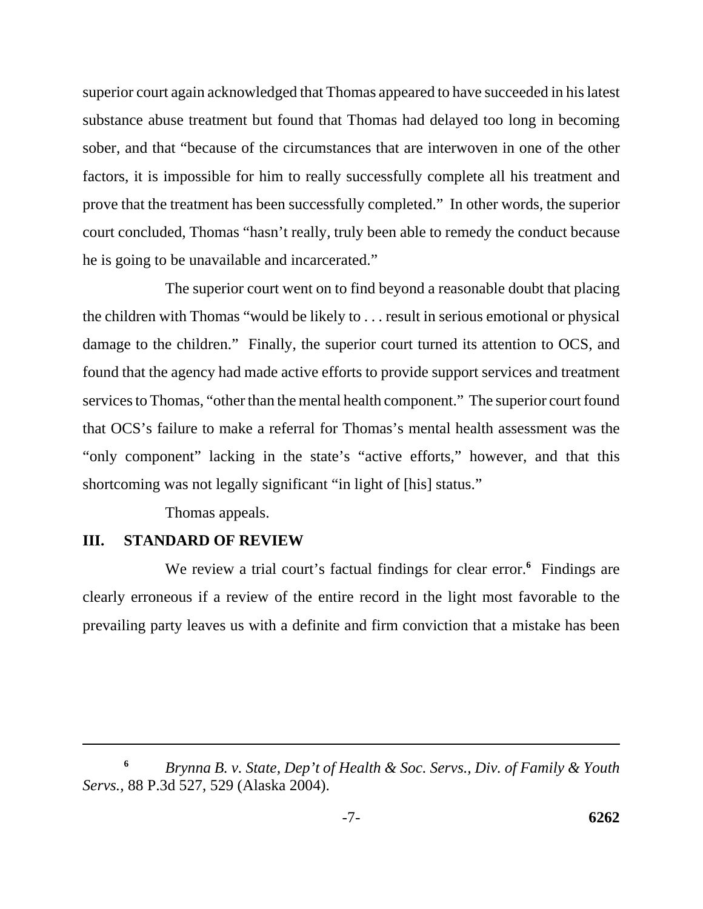superior court again acknowledged that Thomas appeared to have succeeded in his latest substance abuse treatment but found that Thomas had delayed too long in becoming sober, and that "because of the circumstances that are interwoven in one of the other factors, it is impossible for him to really successfully complete all his treatment and prove that the treatment has been successfully completed." In other words, the superior court concluded, Thomas "hasn't really, truly been able to remedy the conduct because he is going to be unavailable and incarcerated."

The superior court went on to find beyond a reasonable doubt that placing the children with Thomas "would be likely to . . . result in serious emotional or physical damage to the children." Finally, the superior court turned its attention to OCS, and found that the agency had made active efforts to provide support services and treatment services to Thomas, "other than the mental health component." The superior court found that OCS's failure to make a referral for Thomas's mental health assessment was the "only component" lacking in the state's "active efforts," however, and that this shortcoming was not legally significant "in light of [his] status."

Thomas appeals.

## III. STANDARD OF REVIEW

We review a trial court's factual findings for clear error.[6] Findings are clearly erroneous if a review of the entire record in the light most favorable to the prevailing party leaves us with a definite and firm conviction that a mistake has been

---

[6] *Brynna B. v. State, Dep't of Health & Soc. Servs., Div. of Family & Youth Servs.*, 88 P.3d 527, 529 (Alaska 2004).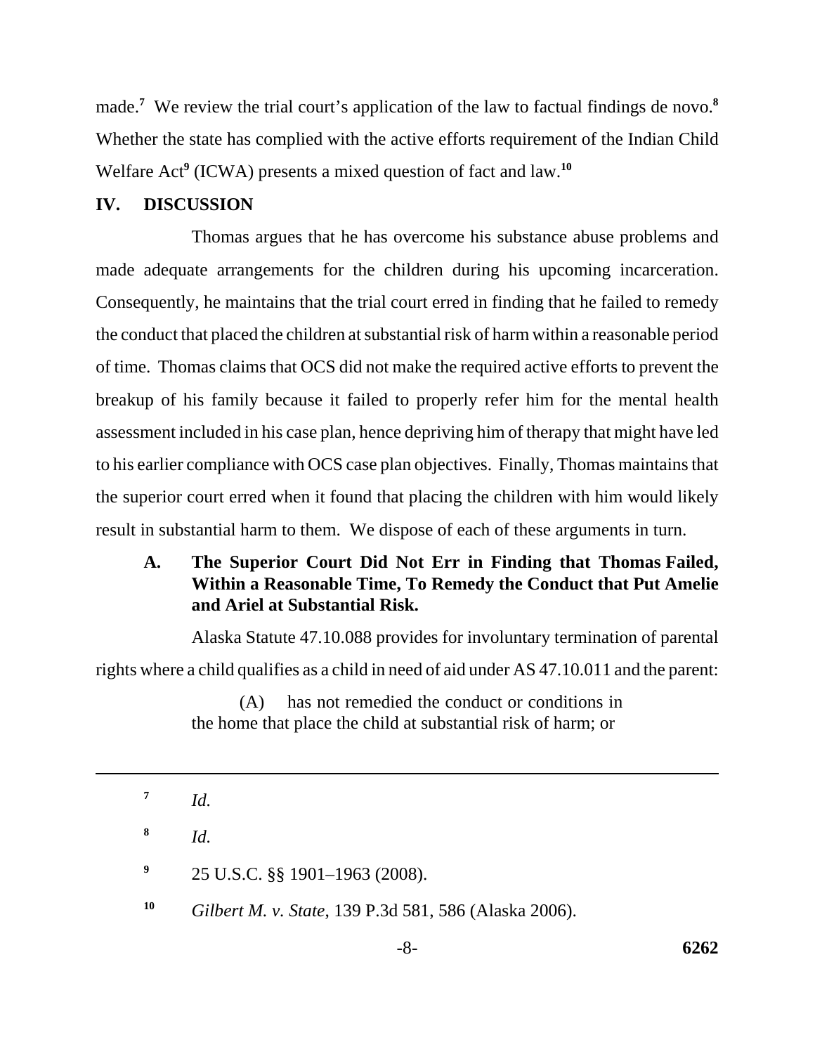made.[7] We review the trial court's application of the law to factual findings de novo.[8] Whether the state has complied with the active efforts requirement of the Indian Child Welfare Act[9] (ICWA) presents a mixed question of fact and law.[10]

## IV. DISCUSSION

Thomas argues that he has overcome his substance abuse problems and made adequate arrangements for the children during his upcoming incarceration. Consequently, he maintains that the trial court erred in finding that he failed to remedy the conduct that placed the children at substantial risk of harm within a reasonable period of time. Thomas claims that OCS did not make the required active efforts to prevent the breakup of his family because it failed to properly refer him for the mental health assessment included in his case plan, hence depriving him of therapy that might have led to his earlier compliance with OCS case plan objectives. Finally, Thomas maintains that the superior court erred when it found that placing the children with him would likely result in substantial harm to them. We dispose of each of these arguments in turn.

### A. The Superior Court Did Not Err in Finding that Thomas Failed, Within a Reasonable Time, To Remedy the Conduct that Put Amelie and Ariel at Substantial Risk.

Alaska Statute 47.10.088 provides for involuntary termination of parental rights where a child qualifies as a child in need of aid under AS 47.10.011 and the parent:

> (A) has not remedied the conduct or conditions in the home that place the child at substantial risk of harm; or

---

[7] *Id.*

[8] *Id.*

[9] 25 U.S.C. §§ 1901–1963 (2008).

[10] *Gilbert M. v. State*, 139 P.3d 581, 586 (Alaska 2006).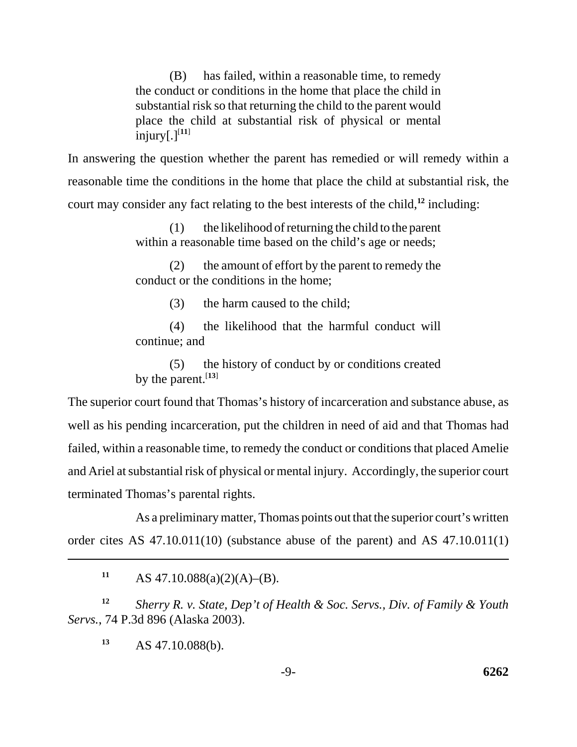> (B) has failed, within a reasonable time, to remedy the conduct or conditions in the home that place the child in substantial risk so that returning the child to the parent would place the child at substantial risk of physical or mental injury[.][11]

In answering the question whether the parent has remedied or will remedy within a reasonable time the conditions in the home that place the child at substantial risk, the court may consider any fact relating to the best interests of the child,[12] including:

> (1) the likelihood of returning the child to the parent within a reasonable time based on the child's age or needs;
>
> (2) the amount of effort by the parent to remedy the conduct or the conditions in the home;
>
> (3) the harm caused to the child;
>
> (4) the likelihood that the harmful conduct will continue; and
>
> (5) the history of conduct by or conditions created by the parent.[13]

The superior court found that Thomas's history of incarceration and substance abuse, as well as his pending incarceration, put the children in need of aid and that Thomas had failed, within a reasonable time, to remedy the conduct or conditions that placed Amelie and Ariel at substantial risk of physical or mental injury. Accordingly, the superior court terminated Thomas's parental rights.

As a preliminary matter, Thomas points out that the superior court's written order cites AS 47.10.011(10) (substance abuse of the parent) and AS 47.10.011(1)

---

[11] AS 47.10.088(a)(2)(A)–(B).

[12] *Sherry R. v. State, Dep't of Health & Soc. Servs., Div. of Family & Youth Servs.*, 74 P.3d 896 (Alaska 2003).

[13] AS 47.10.088(b).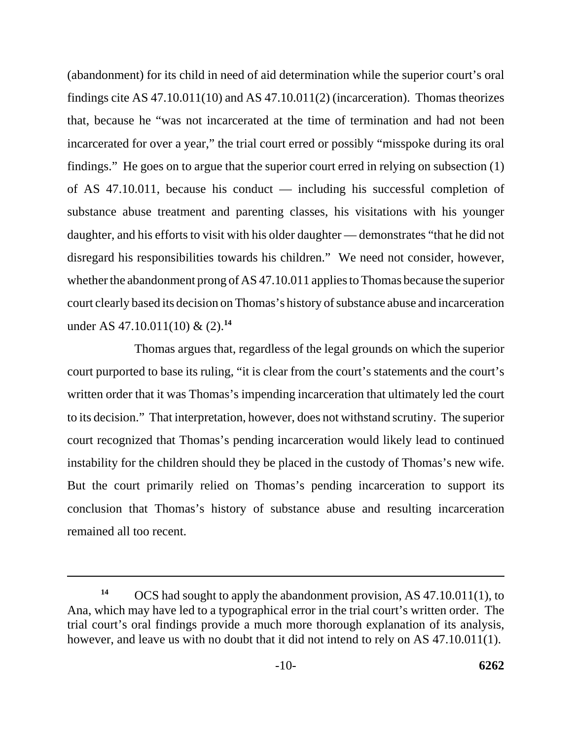(abandonment) for its child in need of aid determination while the superior court's oral findings cite AS 47.10.011(10) and AS 47.10.011(2) (incarceration). Thomas theorizes that, because he "was not incarcerated at the time of termination and had not been incarcerated for over a year," the trial court erred or possibly "misspoke during its oral findings." He goes on to argue that the superior court erred in relying on subsection (1) of AS 47.10.011, because his conduct — including his successful completion of substance abuse treatment and parenting classes, his visitations with his younger daughter, and his efforts to visit with his older daughter — demonstrates "that he did not disregard his responsibilities towards his children." We need not consider, however, whether the abandonment prong of AS 47.10.011 applies to Thomas because the superior court clearly based its decision on Thomas's history of substance abuse and incarceration under AS 47.10.011(10) & (2).[14]

Thomas argues that, regardless of the legal grounds on which the superior court purported to base its ruling, "it is clear from the court's statements and the court's written order that it was Thomas's impending incarceration that ultimately led the court to its decision." That interpretation, however, does not withstand scrutiny. The superior court recognized that Thomas's pending incarceration would likely lead to continued instability for the children should they be placed in the custody of Thomas's new wife. But the court primarily relied on Thomas's pending incarceration to support its conclusion that Thomas's history of substance abuse and resulting incarceration remained all too recent.

---

[14] OCS had sought to apply the abandonment provision, AS 47.10.011(1), to Ana, which may have led to a typographical error in the trial court's written order. The trial court's oral findings provide a much more thorough explanation of its analysis, however, and leave us with no doubt that it did not intend to rely on AS 47.10.011(1).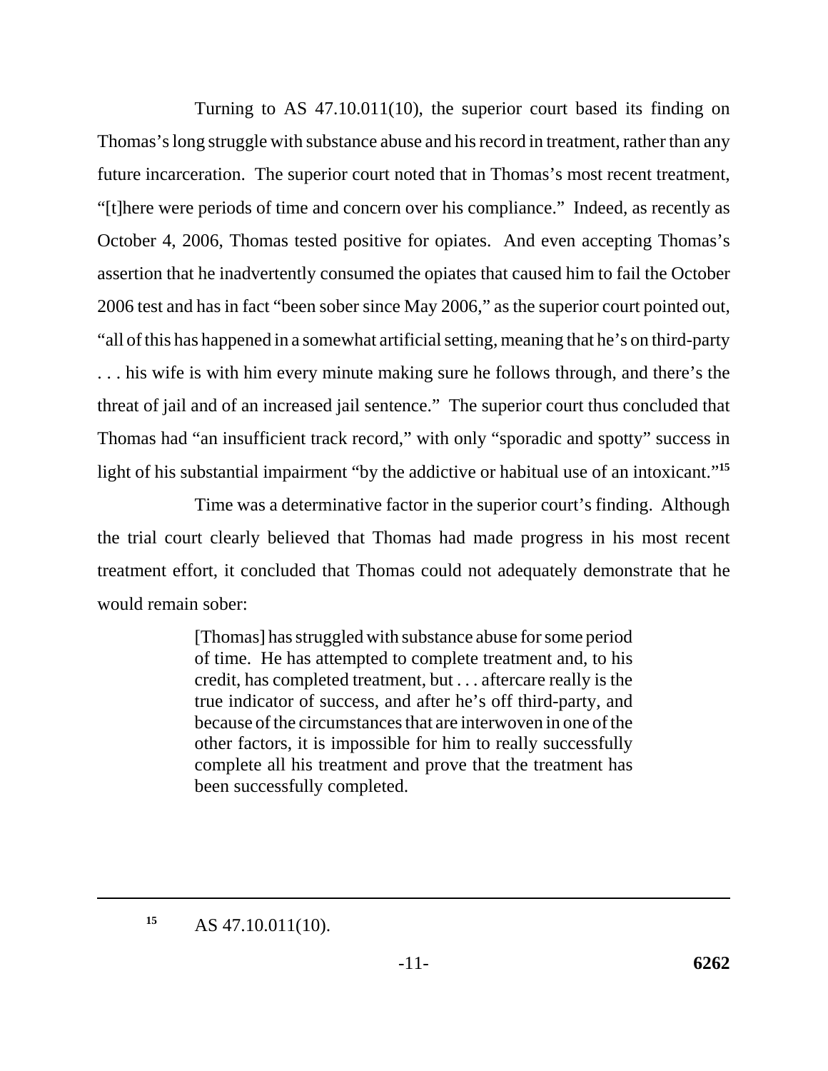Turning to AS 47.10.011(10), the superior court based its finding on Thomas's long struggle with substance abuse and his record in treatment, rather than any future incarceration. The superior court noted that in Thomas's most recent treatment, "[t]here were periods of time and concern over his compliance." Indeed, as recently as October 4, 2006, Thomas tested positive for opiates. And even accepting Thomas's assertion that he inadvertently consumed the opiates that caused him to fail the October 2006 test and has in fact "been sober since May 2006," as the superior court pointed out, "all of this has happened in a somewhat artificial setting, meaning that he's on third-party . . . his wife is with him every minute making sure he follows through, and there's the threat of jail and of an increased jail sentence." The superior court thus concluded that Thomas had "an insufficient track record," with only "sporadic and spotty" success in light of his substantial impairment "by the addictive or habitual use of an intoxicant."[15]

Time was a determinative factor in the superior court's finding. Although the trial court clearly believed that Thomas had made progress in his most recent treatment effort, it concluded that Thomas could not adequately demonstrate that he would remain sober:

> [Thomas] has struggled with substance abuse for some period of time. He has attempted to complete treatment and, to his credit, has completed treatment, but . . . aftercare really is the true indicator of success, and after he's off third-party, and because of the circumstances that are interwoven in one of the other factors, it is impossible for him to really successfully complete all his treatment and prove that the treatment has been successfully completed.

---

[15] AS 47.10.011(10).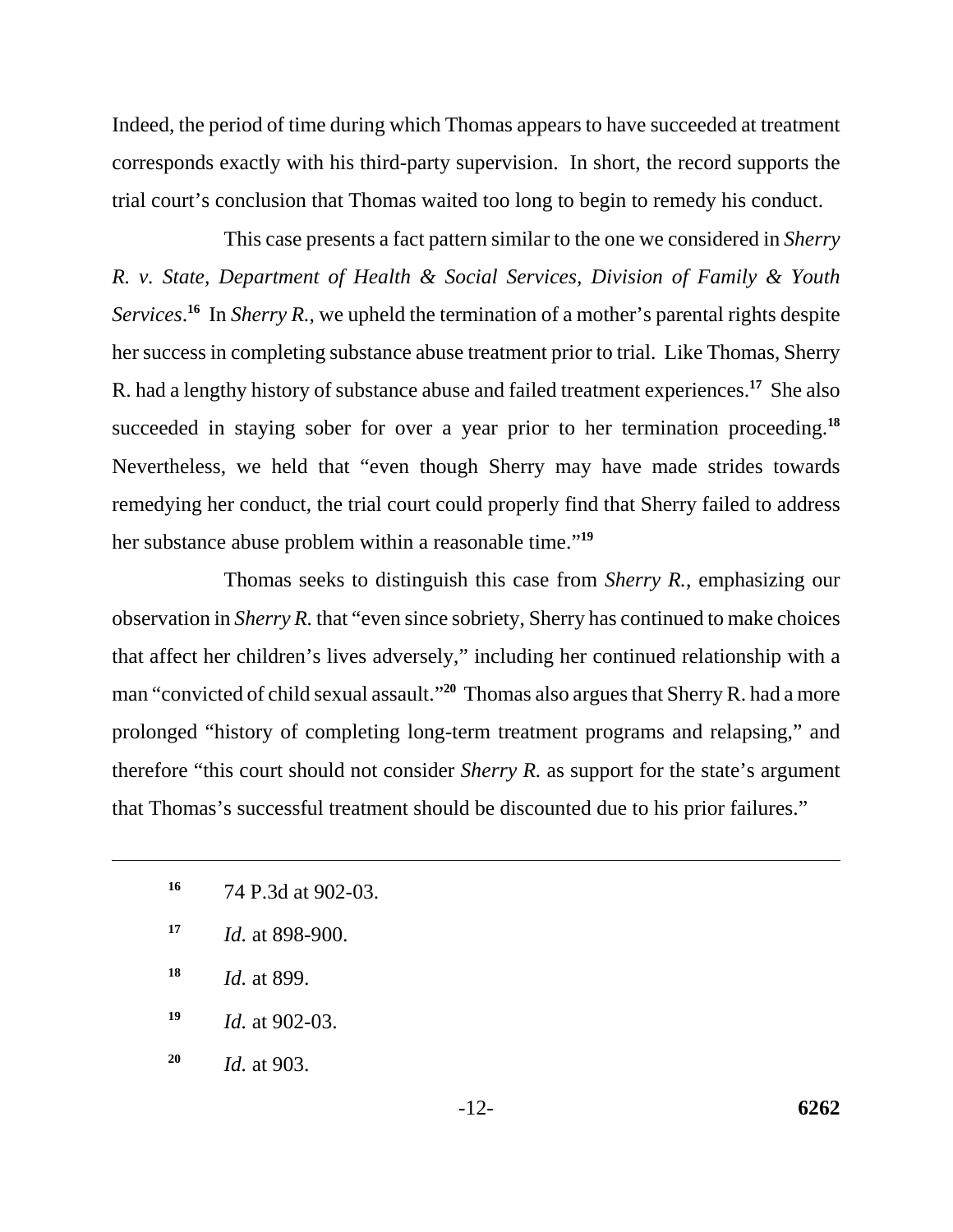Indeed, the period of time during which Thomas appears to have succeeded at treatment corresponds exactly with his third-party supervision. In short, the record supports the trial court's conclusion that Thomas waited too long to begin to remedy his conduct.

This case presents a fact pattern similar to the one we considered in *Sherry R. v. State, Department of Health & Social Services, Division of Family & Youth Services*.[16] In *Sherry R.*, we upheld the termination of a mother's parental rights despite her success in completing substance abuse treatment prior to trial. Like Thomas, Sherry R. had a lengthy history of substance abuse and failed treatment experiences.[17] She also succeeded in staying sober for over a year prior to her termination proceeding.[18] Nevertheless, we held that "even though Sherry may have made strides towards remedying her conduct, the trial court could properly find that Sherry failed to address her substance abuse problem within a reasonable time."[19]

Thomas seeks to distinguish this case from *Sherry R.*, emphasizing our observation in *Sherry R.* that "even since sobriety, Sherry has continued to make choices that affect her children's lives adversely," including her continued relationship with a man "convicted of child sexual assault."[20] Thomas also argues that Sherry R. had a more prolonged "history of completing long-term treatment programs and relapsing," and therefore "this court should not consider *Sherry R.* as support for the state's argument that Thomas's successful treatment should be discounted due to his prior failures."

---

[16] 74 P.3d at 902-03.

[17] *Id.* at 898-900.

[18] *Id.* at 899.

[19] *Id.* at 902-03.

[20] *Id.* at 903.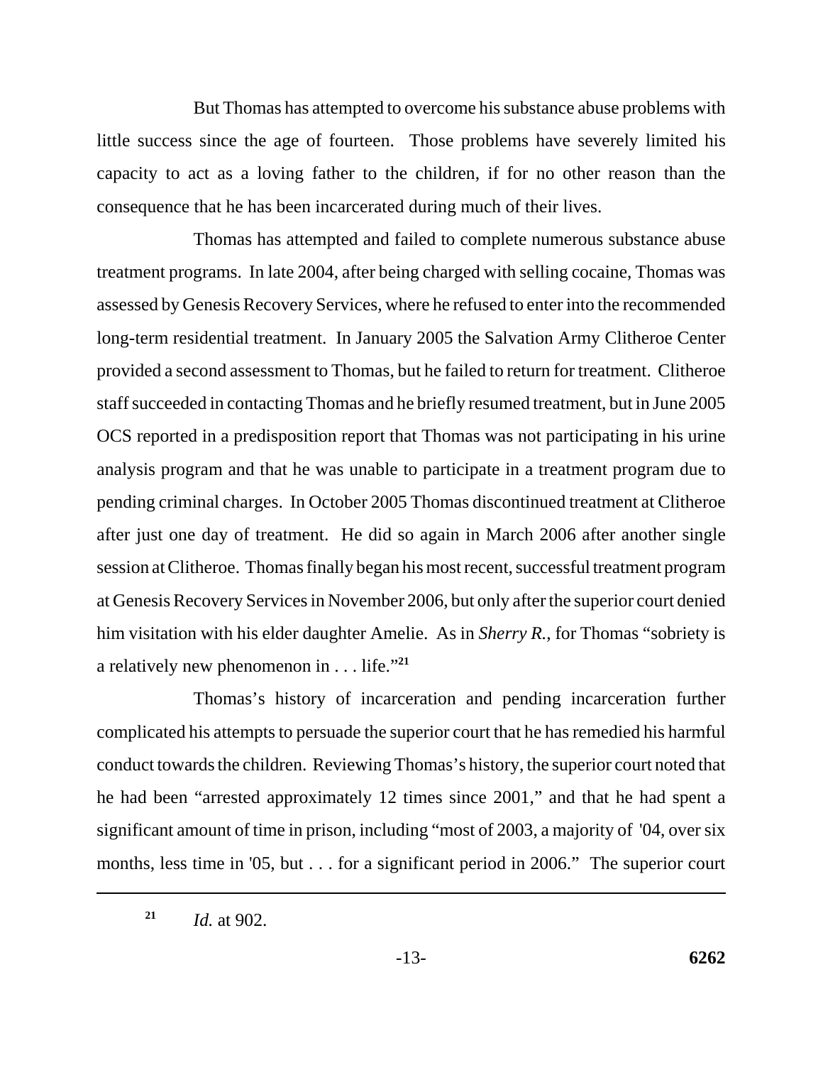But Thomas has attempted to overcome his substance abuse problems with little success since the age of fourteen. Those problems have severely limited his capacity to act as a loving father to the children, if for no other reason than the consequence that he has been incarcerated during much of their lives.

Thomas has attempted and failed to complete numerous substance abuse treatment programs. In late 2004, after being charged with selling cocaine, Thomas was assessed by Genesis Recovery Services, where he refused to enter into the recommended long-term residential treatment. In January 2005 the Salvation Army Clitheroe Center provided a second assessment to Thomas, but he failed to return for treatment. Clitheroe staff succeeded in contacting Thomas and he briefly resumed treatment, but in June 2005 OCS reported in a predisposition report that Thomas was not participating in his urine analysis program and that he was unable to participate in a treatment program due to pending criminal charges. In October 2005 Thomas discontinued treatment at Clitheroe after just one day of treatment. He did so again in March 2006 after another single session at Clitheroe. Thomas finally began his most recent, successful treatment program at Genesis Recovery Services in November 2006, but only after the superior court denied him visitation with his elder daughter Amelie. As in *Sherry R.*, for Thomas "sobriety is a relatively new phenomenon in . . . life."[21]

Thomas's history of incarceration and pending incarceration further complicated his attempts to persuade the superior court that he has remedied his harmful conduct towards the children. Reviewing Thomas's history, the superior court noted that he had been "arrested approximately 12 times since 2001," and that he had spent a significant amount of time in prison, including "most of 2003, a majority of '04, over six months, less time in '05, but . . . for a significant period in 2006." The superior court

---

[21] *Id.* at 902.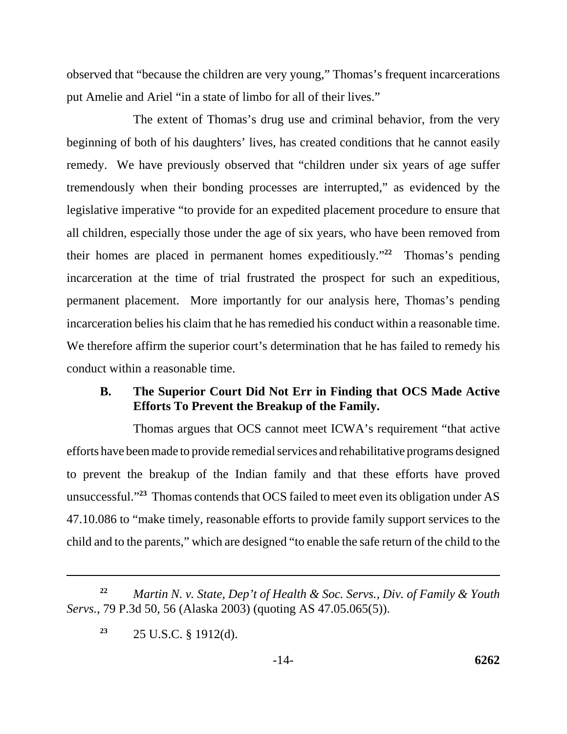observed that "because the children are very young," Thomas's frequent incarcerations put Amelie and Ariel "in a state of limbo for all of their lives."

The extent of Thomas's drug use and criminal behavior, from the very beginning of both of his daughters' lives, has created conditions that he cannot easily remedy. We have previously observed that "children under six years of age suffer tremendously when their bonding processes are interrupted," as evidenced by the legislative imperative "to provide for an expedited placement procedure to ensure that all children, especially those under the age of six years, who have been removed from their homes are placed in permanent homes expeditiously."[22] Thomas's pending incarceration at the time of trial frustrated the prospect for such an expeditious, permanent placement. More importantly for our analysis here, Thomas's pending incarceration belies his claim that he has remedied his conduct within a reasonable time. We therefore affirm the superior court's determination that he has failed to remedy his conduct within a reasonable time.

### B. The Superior Court Did Not Err in Finding that OCS Made Active Efforts To Prevent the Breakup of the Family.

Thomas argues that OCS cannot meet ICWA's requirement "that active efforts have been made to provide remedial services and rehabilitative programs designed to prevent the breakup of the Indian family and that these efforts have proved unsuccessful."[23] Thomas contends that OCS failed to meet even its obligation under AS 47.10.086 to "make timely, reasonable efforts to provide family support services to the child and to the parents," which are designed "to enable the safe return of the child to the

---

[22] *Martin N. v. State, Dep't of Health & Soc. Servs., Div. of Family & Youth Servs.*, 79 P.3d 50, 56 (Alaska 2003) (quoting AS 47.05.065(5)).

[23] 25 U.S.C. § 1912(d).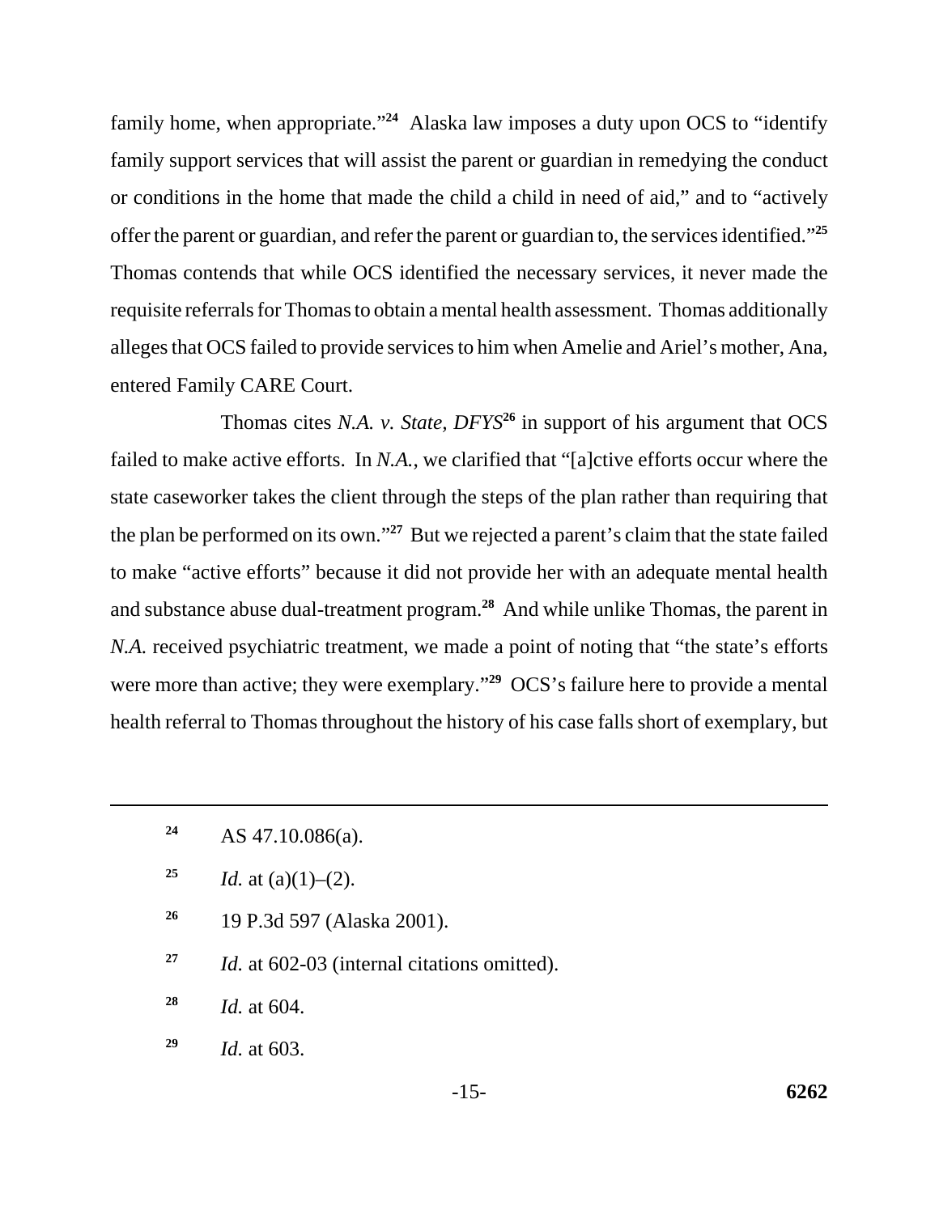family home, when appropriate."[24] Alaska law imposes a duty upon OCS to "identify family support services that will assist the parent or guardian in remedying the conduct or conditions in the home that made the child a child in need of aid," and to "actively offer the parent or guardian, and refer the parent or guardian to, the services identified."[25] Thomas contends that while OCS identified the necessary services, it never made the requisite referrals for Thomas to obtain a mental health assessment. Thomas additionally alleges that OCS failed to provide services to him when Amelie and Ariel's mother, Ana, entered Family CARE Court.

Thomas cites *N.A. v. State, DFYS*[26] in support of his argument that OCS failed to make active efforts. In *N.A.*, we clarified that "[a]ctive efforts occur where the state caseworker takes the client through the steps of the plan rather than requiring that the plan be performed on its own."[27] But we rejected a parent's claim that the state failed to make "active efforts" because it did not provide her with an adequate mental health and substance abuse dual-treatment program.[28] And while unlike Thomas, the parent in *N.A.* received psychiatric treatment, we made a point of noting that "the state's efforts were more than active; they were exemplary."[29] OCS's failure here to provide a mental health referral to Thomas throughout the history of his case falls short of exemplary, but

---

[24] AS 47.10.086(a).

[25] *Id.* at (a)(1)–(2).

[26] 19 P.3d 597 (Alaska 2001).

[27] *Id.* at 602-03 (internal citations omitted).

[28] *Id.* at 604.

[29] *Id.* at 603.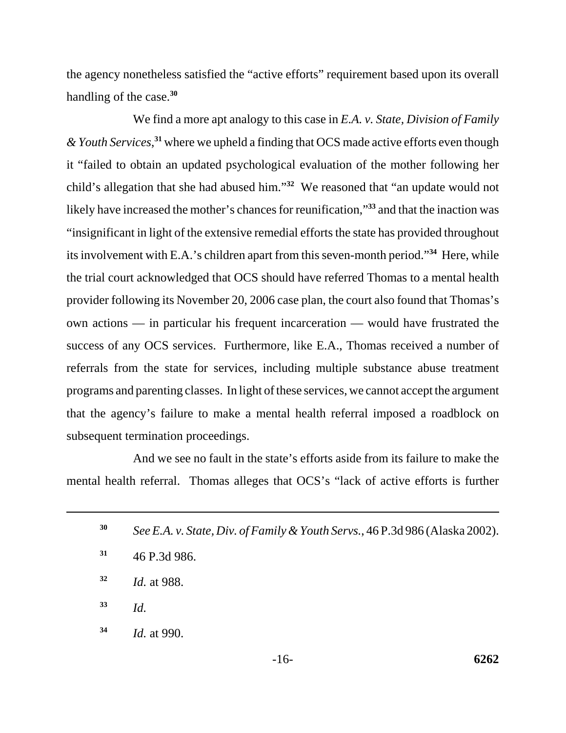the agency nonetheless satisfied the "active efforts" requirement based upon its overall handling of the case.[30]

We find a more apt analogy to this case in *E.A. v. State, Division of Family & Youth Services*,[31] where we upheld a finding that OCS made active efforts even though it "failed to obtain an updated psychological evaluation of the mother following her child's allegation that she had abused him."[32] We reasoned that "an update would not likely have increased the mother's chances for reunification,"[33] and that the inaction was "insignificant in light of the extensive remedial efforts the state has provided throughout its involvement with E.A.'s children apart from this seven-month period."[34] Here, while the trial court acknowledged that OCS should have referred Thomas to a mental health provider following its November 20, 2006 case plan, the court also found that Thomas's own actions — in particular his frequent incarceration — would have frustrated the success of any OCS services. Furthermore, like E.A., Thomas received a number of referrals from the state for services, including multiple substance abuse treatment programs and parenting classes. In light of these services, we cannot accept the argument that the agency's failure to make a mental health referral imposed a roadblock on subsequent termination proceedings.

And we see no fault in the state's efforts aside from its failure to make the mental health referral. Thomas alleges that OCS's "lack of active efforts is further

---

[30] *See E.A. v. State, Div. of Family & Youth Servs.*, 46 P.3d 986 (Alaska 2002).

[31] 46 P.3d 986.

[32] *Id.* at 988.

[33] *Id.*

[34] *Id.* at 990.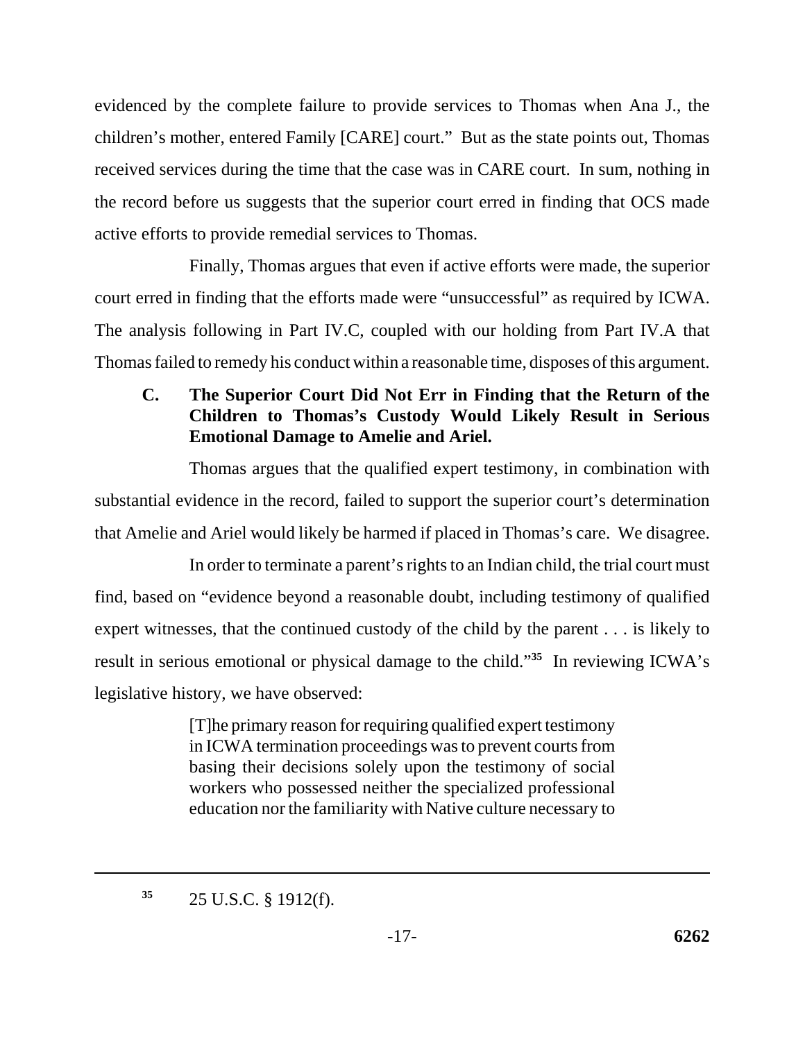evidenced by the complete failure to provide services to Thomas when Ana J., the children's mother, entered Family [CARE] court." But as the state points out, Thomas received services during the time that the case was in CARE court. In sum, nothing in the record before us suggests that the superior court erred in finding that OCS made active efforts to provide remedial services to Thomas.

Finally, Thomas argues that even if active efforts were made, the superior court erred in finding that the efforts made were "unsuccessful" as required by ICWA. The analysis following in Part IV.C, coupled with our holding from Part IV.A that Thomas failed to remedy his conduct within a reasonable time, disposes of this argument.

### C. The Superior Court Did Not Err in Finding that the Return of the Children to Thomas's Custody Would Likely Result in Serious Emotional Damage to Amelie and Ariel.

Thomas argues that the qualified expert testimony, in combination with substantial evidence in the record, failed to support the superior court's determination that Amelie and Ariel would likely be harmed if placed in Thomas's care. We disagree.

In order to terminate a parent's rights to an Indian child, the trial court must find, based on "evidence beyond a reasonable doubt, including testimony of qualified expert witnesses, that the continued custody of the child by the parent . . . is likely to result in serious emotional or physical damage to the child."[35] In reviewing ICWA's legislative history, we have observed:

> [T]he primary reason for requiring qualified expert testimony in ICWA termination proceedings was to prevent courts from basing their decisions solely upon the testimony of social workers who possessed neither the specialized professional education nor the familiarity with Native culture necessary to

---

[35] 25 U.S.C. § 1912(f).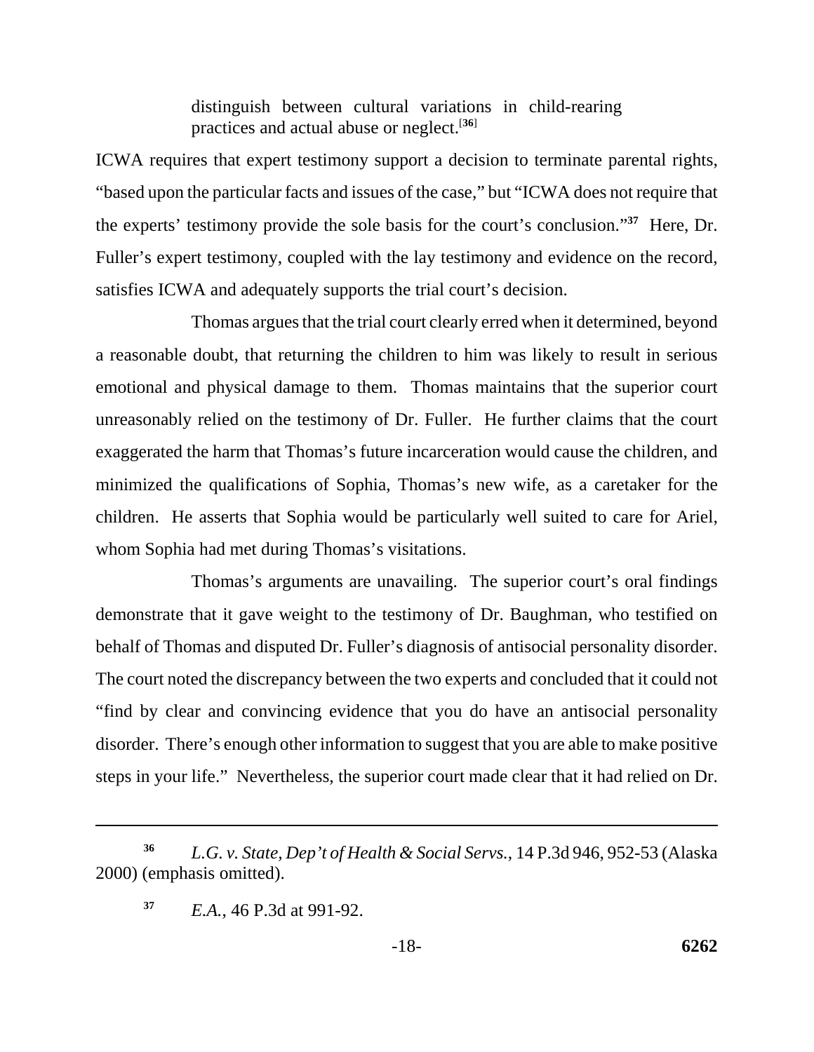> distinguish between cultural variations in child-rearing practices and actual abuse or neglect.[36]

ICWA requires that expert testimony support a decision to terminate parental rights, "based upon the particular facts and issues of the case," but "ICWA does not require that the experts' testimony provide the sole basis for the court's conclusion."[37] Here, Dr. Fuller's expert testimony, coupled with the lay testimony and evidence on the record, satisfies ICWA and adequately supports the trial court's decision.

Thomas argues that the trial court clearly erred when it determined, beyond a reasonable doubt, that returning the children to him was likely to result in serious emotional and physical damage to them. Thomas maintains that the superior court unreasonably relied on the testimony of Dr. Fuller. He further claims that the court exaggerated the harm that Thomas's future incarceration would cause the children, and minimized the qualifications of Sophia, Thomas's new wife, as a caretaker for the children. He asserts that Sophia would be particularly well suited to care for Ariel, whom Sophia had met during Thomas's visitations.

Thomas's arguments are unavailing. The superior court's oral findings demonstrate that it gave weight to the testimony of Dr. Baughman, who testified on behalf of Thomas and disputed Dr. Fuller's diagnosis of antisocial personality disorder. The court noted the discrepancy between the two experts and concluded that it could not "find by clear and convincing evidence that you do have an antisocial personality disorder. There's enough other information to suggest that you are able to make positive steps in your life." Nevertheless, the superior court made clear that it had relied on Dr.

---

[36] *L.G. v. State, Dep't of Health & Social Servs.*, 14 P.3d 946, 952-53 (Alaska 2000) (emphasis omitted).

[37] *E.A.*, 46 P.3d at 991-92.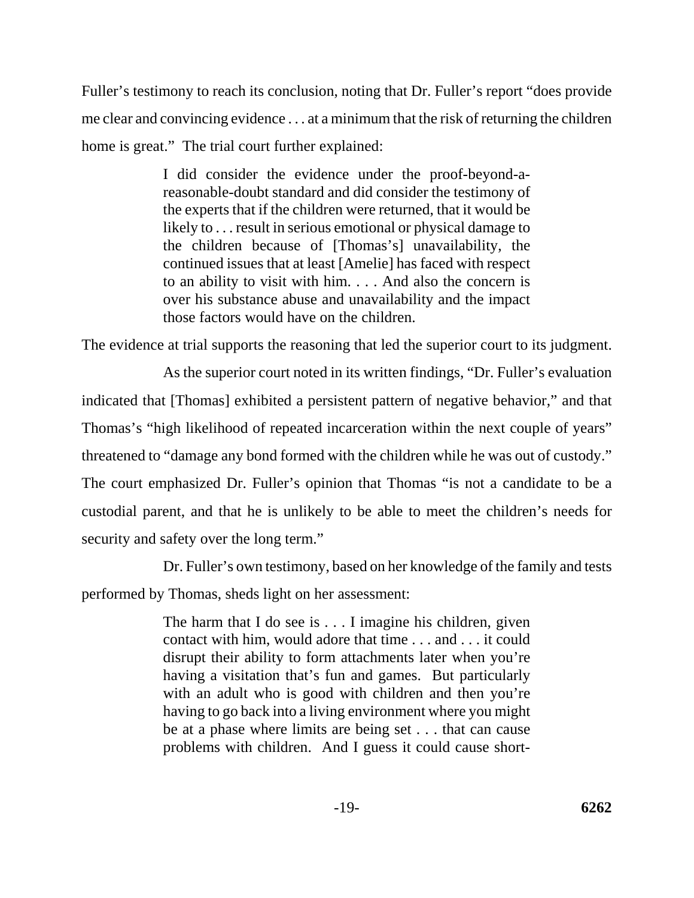Fuller's testimony to reach its conclusion, noting that Dr. Fuller's report "does provide me clear and convincing evidence . . . at a minimum that the risk of returning the children home is great." The trial court further explained:

> I did consider the evidence under the proof-beyond-a-reasonable-doubt standard and did consider the testimony of the experts that if the children were returned, that it would be likely to . . . result in serious emotional or physical damage to the children because of [Thomas's] unavailability, the continued issues that at least [Amelie] has faced with respect to an ability to visit with him. . . . And also the concern is over his substance abuse and unavailability and the impact those factors would have on the children.

The evidence at trial supports the reasoning that led the superior court to its judgment.

As the superior court noted in its written findings, "Dr. Fuller's evaluation indicated that [Thomas] exhibited a persistent pattern of negative behavior," and that Thomas's "high likelihood of repeated incarceration within the next couple of years" threatened to "damage any bond formed with the children while he was out of custody." The court emphasized Dr. Fuller's opinion that Thomas "is not a candidate to be a custodial parent, and that he is unlikely to be able to meet the children's needs for security and safety over the long term."

Dr. Fuller's own testimony, based on her knowledge of the family and tests performed by Thomas, sheds light on her assessment:

> The harm that I do see is . . . I imagine his children, given contact with him, would adore that time . . . and . . . it could disrupt their ability to form attachments later when you're having a visitation that's fun and games. But particularly with an adult who is good with children and then you're having to go back into a living environment where you might be at a phase where limits are being set . . . that can cause problems with children. And I guess it could cause short-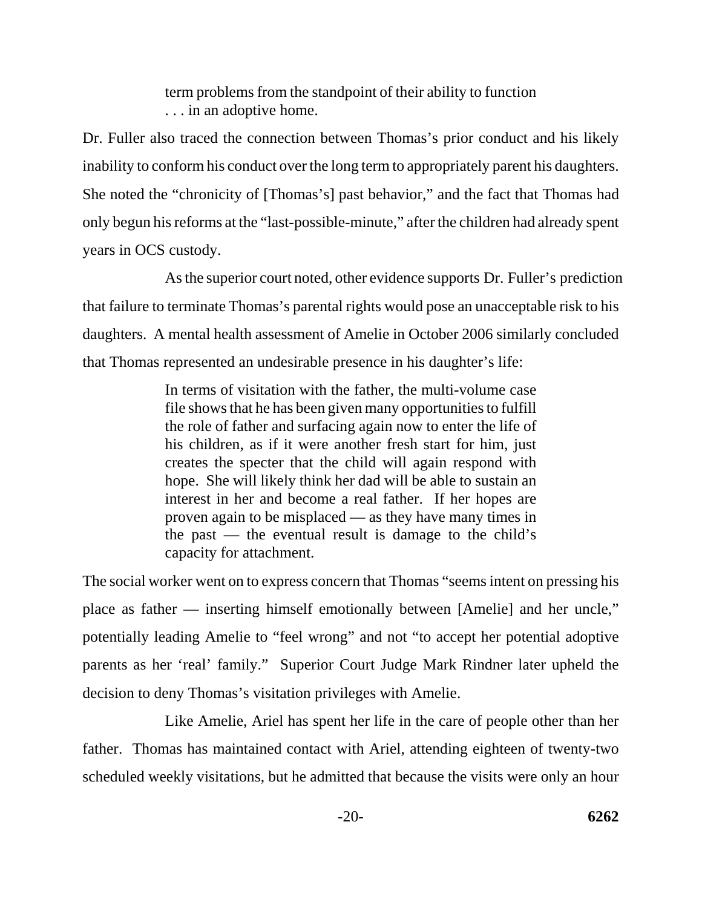> term problems from the standpoint of their ability to function . . . in an adoptive home.

Dr. Fuller also traced the connection between Thomas's prior conduct and his likely inability to conform his conduct over the long term to appropriately parent his daughters. She noted the "chronicity of [Thomas's] past behavior," and the fact that Thomas had only begun his reforms at the "last-possible-minute," after the children had already spent years in OCS custody.

As the superior court noted, other evidence supports Dr. Fuller's prediction that failure to terminate Thomas's parental rights would pose an unacceptable risk to his daughters. A mental health assessment of Amelie in October 2006 similarly concluded that Thomas represented an undesirable presence in his daughter's life:

> In terms of visitation with the father, the multi-volume case file shows that he has been given many opportunities to fulfill the role of father and surfacing again now to enter the life of his children, as if it were another fresh start for him, just creates the specter that the child will again respond with hope. She will likely think her dad will be able to sustain an interest in her and become a real father. If her hopes are proven again to be misplaced — as they have many times in the past — the eventual result is damage to the child's capacity for attachment.

The social worker went on to express concern that Thomas "seems intent on pressing his place as father — inserting himself emotionally between [Amelie] and her uncle," potentially leading Amelie to "feel wrong" and not "to accept her potential adoptive parents as her 'real' family." Superior Court Judge Mark Rindner later upheld the decision to deny Thomas's visitation privileges with Amelie.

Like Amelie, Ariel has spent her life in the care of people other than her father. Thomas has maintained contact with Ariel, attending eighteen of twenty-two scheduled weekly visitations, but he admitted that because the visits were only an hour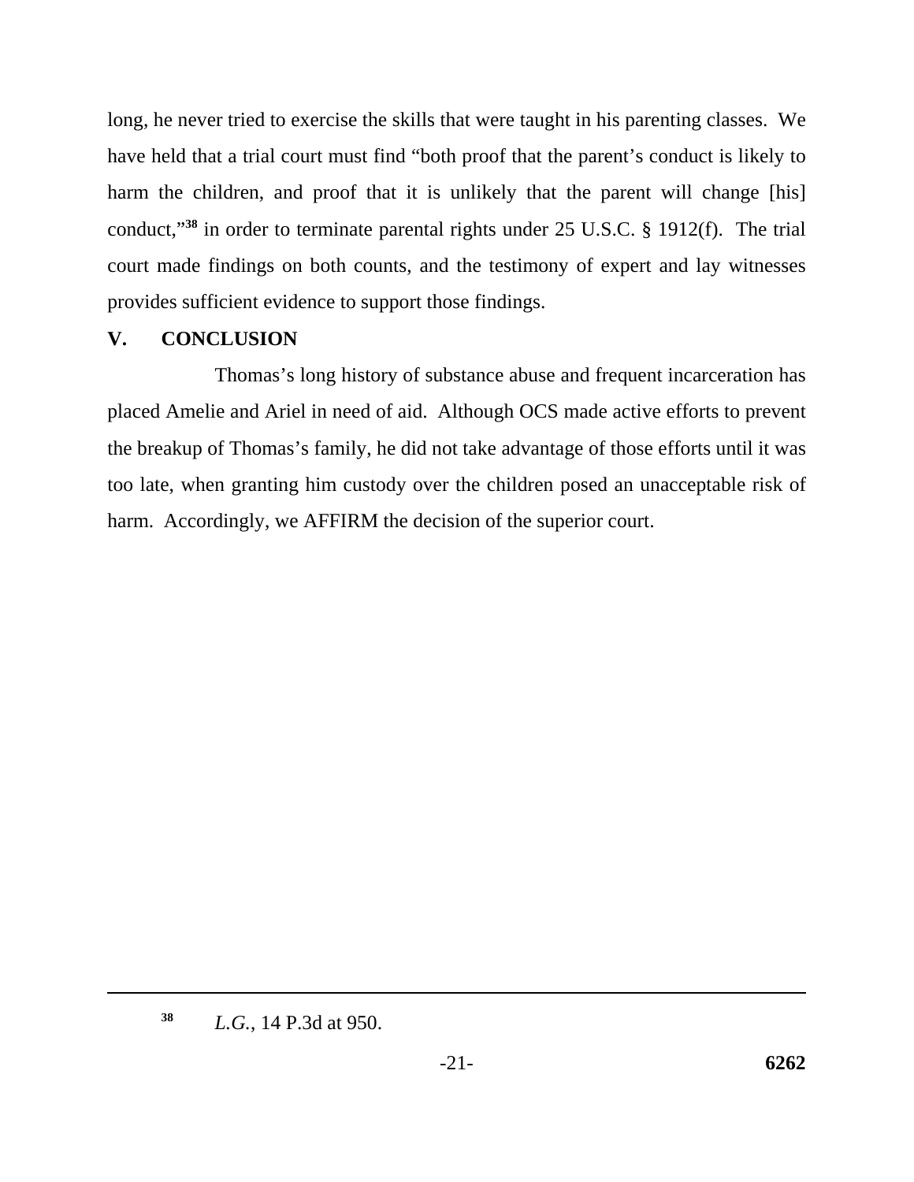long, he never tried to exercise the skills that were taught in his parenting classes. We have held that a trial court must find "both proof that the parent's conduct is likely to harm the children, and proof that it is unlikely that the parent will change [his] conduct,"[38] in order to terminate parental rights under 25 U.S.C. § 1912(f). The trial court made findings on both counts, and the testimony of expert and lay witnesses provides sufficient evidence to support those findings.

## V. CONCLUSION

Thomas's long history of substance abuse and frequent incarceration has placed Amelie and Ariel in need of aid. Although OCS made active efforts to prevent the breakup of Thomas's family, he did not take advantage of those efforts until it was too late, when granting him custody over the children posed an unacceptable risk of harm. Accordingly, we AFFIRM the decision of the superior court.

---

[38] *L.G.*, 14 P.3d at 950.